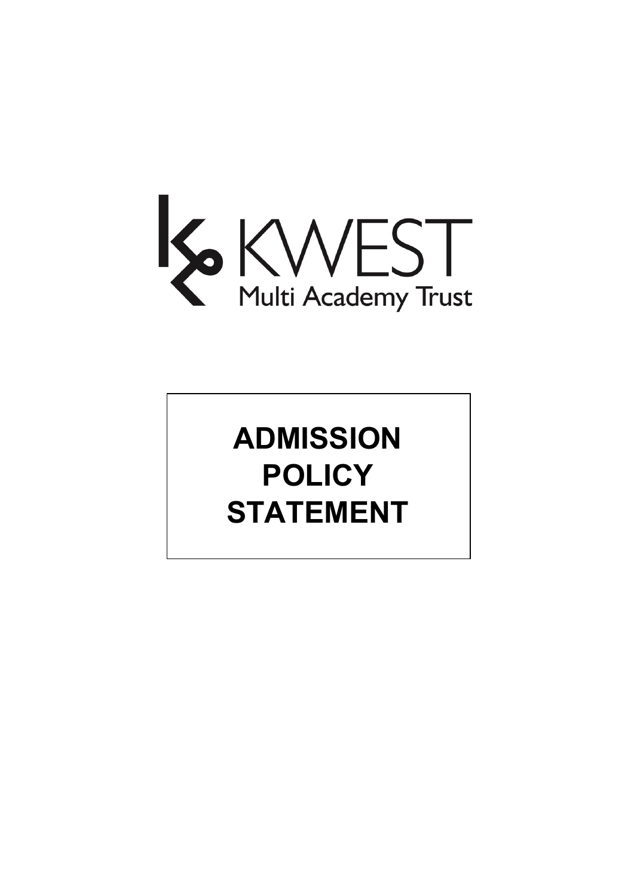KWEST

Multi Academy Trust

# ADMISSION POLICY STATEMENT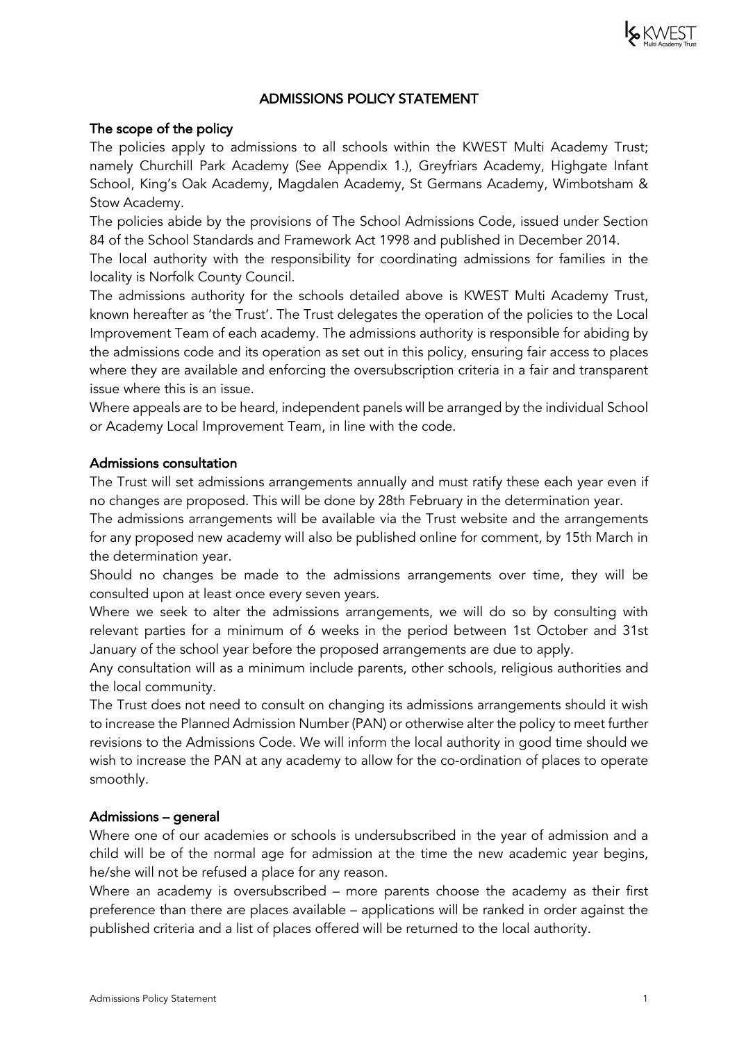# ADMISSIONS POLICY STATEMENT

## The scope of the policy

The policies apply to admissions to all schools within the KWEST Multi Academy Trust; namely Churchill Park Academy (See Appendix 1.), Greyfriars Academy, Highgate Infant School, King's Oak Academy, Magdalen Academy, St Germans Academy, Wimbotsham & Stow Academy.

The policies abide by the provisions of The School Admissions Code, issued under Section 84 of the School Standards and Framework Act 1998 and published in December 2014.

The local authority with the responsibility for coordinating admissions for families in the locality is Norfolk County Council.

The admissions authority for the schools detailed above is KWEST Multi Academy Trust, known hereafter as 'the Trust'. The Trust delegates the operation of the policies to the Local Improvement Team of each academy. The admissions authority is responsible for abiding by the admissions code and its operation as set out in this policy, ensuring fair access to places where they are available and enforcing the oversubscription criteria in a fair and transparent issue where this is an issue.

Where appeals are to be heard, independent panels will be arranged by the individual School or Academy Local Improvement Team, in line with the code.

## Admissions consultation

The Trust will set admissions arrangements annually and must ratify these each year even if no changes are proposed. This will be done by 28th February in the determination year.

The admissions arrangements will be available via the Trust website and the arrangements for any proposed new academy will also be published online for comment, by 15th March in the determination year.

Should no changes be made to the admissions arrangements over time, they will be consulted upon at least once every seven years.

Where we seek to alter the admissions arrangements, we will do so by consulting with relevant parties for a minimum of 6 weeks in the period between 1st October and 31st January of the school year before the proposed arrangements are due to apply.

Any consultation will as a minimum include parents, other schools, religious authorities and the local community.

The Trust does not need to consult on changing its admissions arrangements should it wish to increase the Planned Admission Number (PAN) or otherwise alter the policy to meet further revisions to the Admissions Code. We will inform the local authority in good time should we wish to increase the PAN at any academy to allow for the co-ordination of places to operate smoothly.

## Admissions – general

Where one of our academies or schools is undersubscribed in the year of admission and a child will be of the normal age for admission at the time the new academic year begins, he/she will not be refused a place for any reason.

Where an academy is oversubscribed – more parents choose the academy as their first preference than there are places available – applications will be ranked in order against the published criteria and a list of places offered will be returned to the local authority.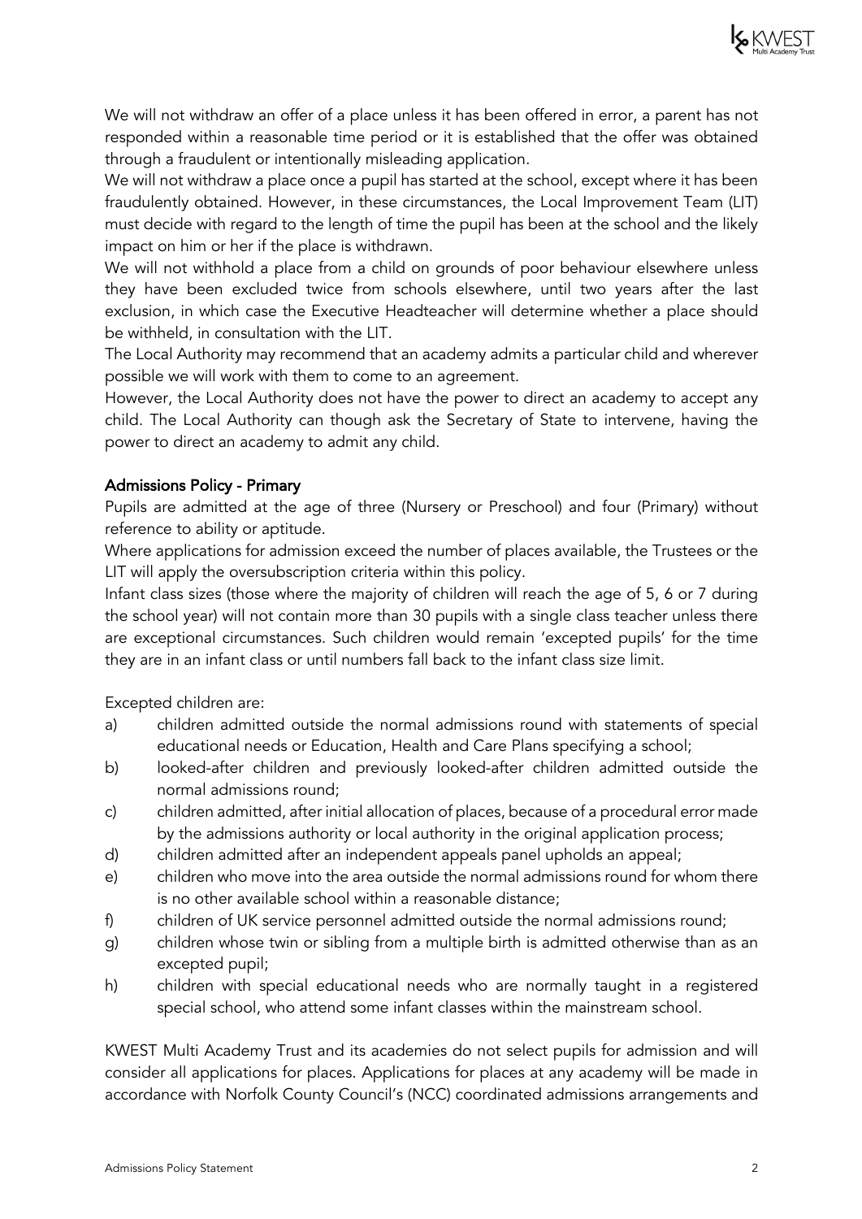We will not withdraw an offer of a place unless it has been offered in error, a parent has not responded within a reasonable time period or it is established that the offer was obtained through a fraudulent or intentionally misleading application.

We will not withdraw a place once a pupil has started at the school, except where it has been fraudulently obtained. However, in these circumstances, the Local Improvement Team (LIT) must decide with regard to the length of time the pupil has been at the school and the likely impact on him or her if the place is withdrawn.

We will not withhold a place from a child on grounds of poor behaviour elsewhere unless they have been excluded twice from schools elsewhere, until two years after the last exclusion, in which case the Executive Headteacher will determine whether a place should be withheld, in consultation with the LIT.

The Local Authority may recommend that an academy admits a particular child and wherever possible we will work with them to come to an agreement.

However, the Local Authority does not have the power to direct an academy to accept any child. The Local Authority can though ask the Secretary of State to intervene, having the power to direct an academy to admit any child.

## Admissions Policy - Primary

Pupils are admitted at the age of three (Nursery or Preschool) and four (Primary) without reference to ability or aptitude.

Where applications for admission exceed the number of places available, the Trustees or the LIT will apply the oversubscription criteria within this policy.

Infant class sizes (those where the majority of children will reach the age of 5, 6 or 7 during the school year) will not contain more than 30 pupils with a single class teacher unless there are exceptional circumstances. Such children would remain 'excepted pupils' for the time they are in an infant class or until numbers fall back to the infant class size limit.

Excepted children are:

a) children admitted outside the normal admissions round with statements of special educational needs or Education, Health and Care Plans specifying a school;
b) looked-after children and previously looked-after children admitted outside the normal admissions round;
c) children admitted, after initial allocation of places, because of a procedural error made by the admissions authority or local authority in the original application process;
d) children admitted after an independent appeals panel upholds an appeal;
e) children who move into the area outside the normal admissions round for whom there is no other available school within a reasonable distance;
f) children of UK service personnel admitted outside the normal admissions round;
g) children whose twin or sibling from a multiple birth is admitted otherwise than as an excepted pupil;
h) children with special educational needs who are normally taught in a registered special school, who attend some infant classes within the mainstream school.

KWEST Multi Academy Trust and its academies do not select pupils for admission and will consider all applications for places. Applications for places at any academy will be made in accordance with Norfolk County Council's (NCC) coordinated admissions arrangements and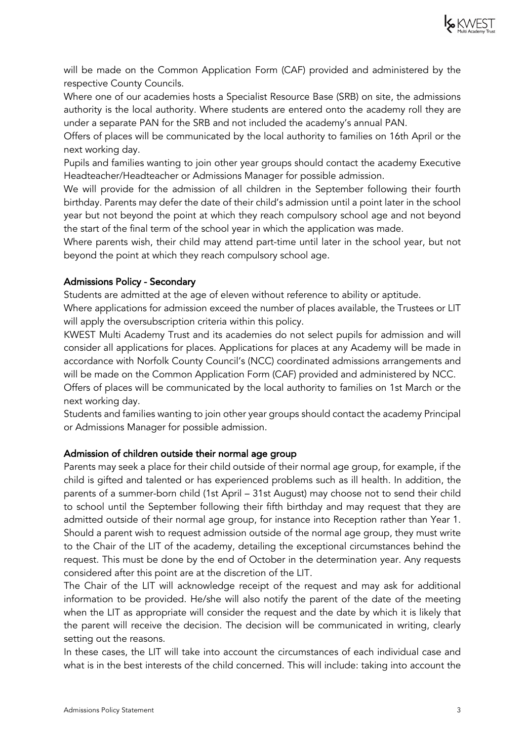will be made on the Common Application Form (CAF) provided and administered by the respective County Councils.

Where one of our academies hosts a Specialist Resource Base (SRB) on site, the admissions authority is the local authority. Where students are entered onto the academy roll they are under a separate PAN for the SRB and not included the academy's annual PAN.

Offers of places will be communicated by the local authority to families on 16th April or the next working day.

Pupils and families wanting to join other year groups should contact the academy Executive Headteacher/Headteacher or Admissions Manager for possible admission.

We will provide for the admission of all children in the September following their fourth birthday. Parents may defer the date of their child's admission until a point later in the school year but not beyond the point at which they reach compulsory school age and not beyond the start of the final term of the school year in which the application was made.

Where parents wish, their child may attend part-time until later in the school year, but not beyond the point at which they reach compulsory school age.

## Admissions Policy - Secondary

Students are admitted at the age of eleven without reference to ability or aptitude.

Where applications for admission exceed the number of places available, the Trustees or LIT will apply the oversubscription criteria within this policy.

KWEST Multi Academy Trust and its academies do not select pupils for admission and will consider all applications for places. Applications for places at any Academy will be made in accordance with Norfolk County Council's (NCC) coordinated admissions arrangements and will be made on the Common Application Form (CAF) provided and administered by NCC.

Offers of places will be communicated by the local authority to families on 1st March or the next working day.

Students and families wanting to join other year groups should contact the academy Principal or Admissions Manager for possible admission.

## Admission of children outside their normal age group

Parents may seek a place for their child outside of their normal age group, for example, if the child is gifted and talented or has experienced problems such as ill health. In addition, the parents of a summer-born child (1st April – 31st August) may choose not to send their child to school until the September following their fifth birthday and may request that they are admitted outside of their normal age group, for instance into Reception rather than Year 1. Should a parent wish to request admission outside of the normal age group, they must write to the Chair of the LIT of the academy, detailing the exceptional circumstances behind the request. This must be done by the end of October in the determination year. Any requests considered after this point are at the discretion of the LIT.

The Chair of the LIT will acknowledge receipt of the request and may ask for additional information to be provided. He/she will also notify the parent of the date of the meeting when the LIT as appropriate will consider the request and the date by which it is likely that the parent will receive the decision. The decision will be communicated in writing, clearly setting out the reasons.

In these cases, the LIT will take into account the circumstances of each individual case and what is in the best interests of the child concerned. This will include: taking into account the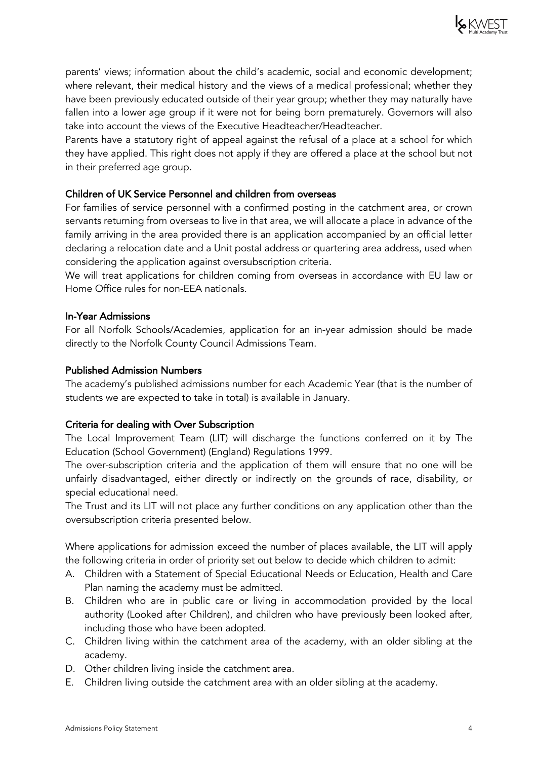parents' views; information about the child's academic, social and economic development; where relevant, their medical history and the views of a medical professional; whether they have been previously educated outside of their year group; whether they may naturally have fallen into a lower age group if it were not for being born prematurely. Governors will also take into account the views of the Executive Headteacher/Headteacher.

Parents have a statutory right of appeal against the refusal of a place at a school for which they have applied. This right does not apply if they are offered a place at the school but not in their preferred age group.

### Children of UK Service Personnel and children from overseas

For families of service personnel with a confirmed posting in the catchment area, or crown servants returning from overseas to live in that area, we will allocate a place in advance of the family arriving in the area provided there is an application accompanied by an official letter declaring a relocation date and a Unit postal address or quartering area address, used when considering the application against oversubscription criteria.

We will treat applications for children coming from overseas in accordance with EU law or Home Office rules for non-EEA nationals.

### In-Year Admissions

For all Norfolk Schools/Academies, application for an in-year admission should be made directly to the Norfolk County Council Admissions Team.

### Published Admission Numbers

The academy's published admissions number for each Academic Year (that is the number of students we are expected to take in total) is available in January.

### Criteria for dealing with Over Subscription

The Local Improvement Team (LIT) will discharge the functions conferred on it by The Education (School Government) (England) Regulations 1999.

The over-subscription criteria and the application of them will ensure that no one will be unfairly disadvantaged, either directly or indirectly on the grounds of race, disability, or special educational need.

The Trust and its LIT will not place any further conditions on any application other than the oversubscription criteria presented below.

Where applications for admission exceed the number of places available, the LIT will apply the following criteria in order of priority set out below to decide which children to admit:

A. Children with a Statement of Special Educational Needs or Education, Health and Care Plan naming the academy must be admitted.
B. Children who are in public care or living in accommodation provided by the local authority (Looked after Children), and children who have previously been looked after, including those who have been adopted.
C. Children living within the catchment area of the academy, with an older sibling at the academy.
D. Other children living inside the catchment area.
E. Children living outside the catchment area with an older sibling at the academy.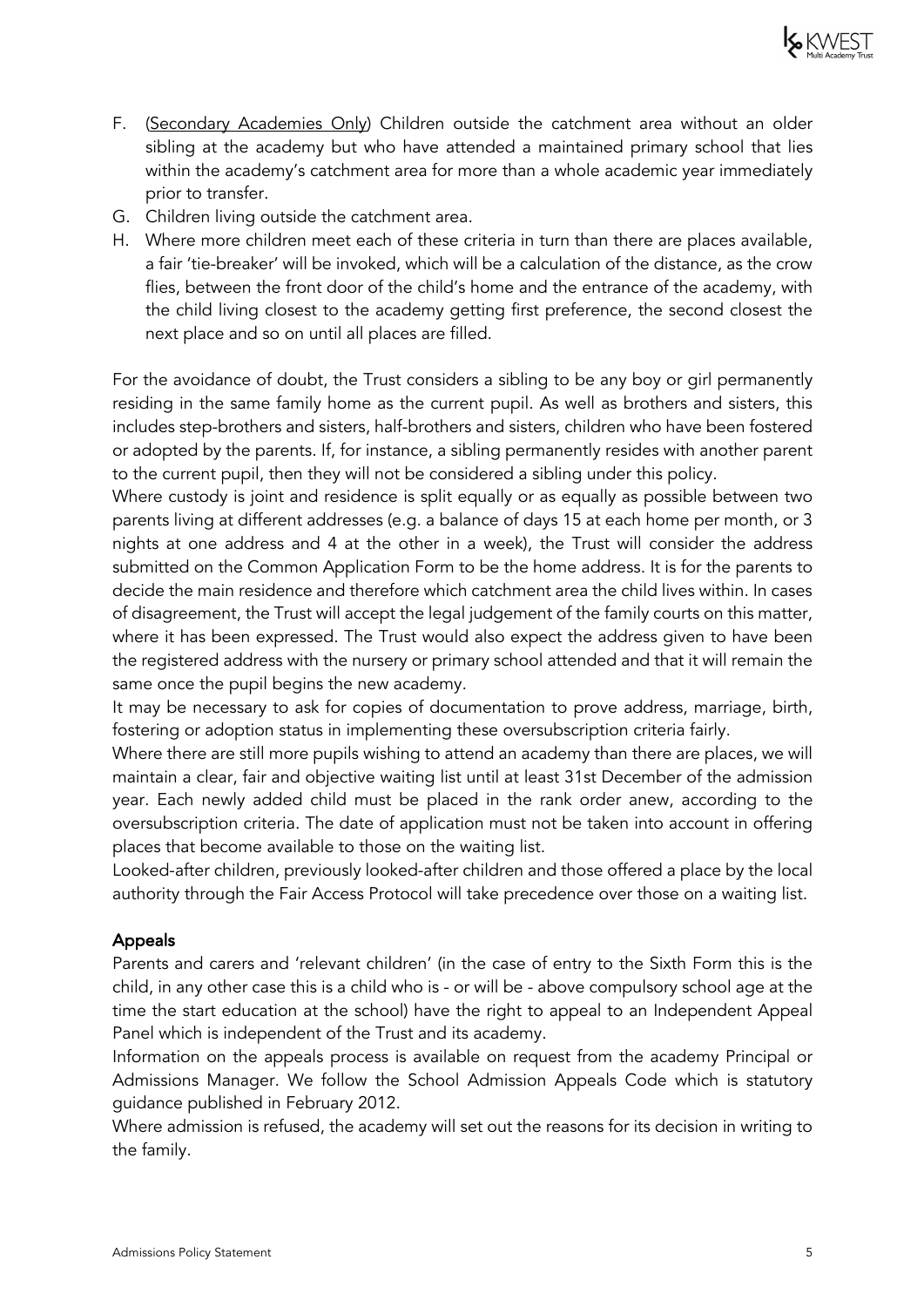F. (Secondary Academies Only) Children outside the catchment area without an older sibling at the academy but who have attended a maintained primary school that lies within the academy's catchment area for more than a whole academic year immediately prior to transfer.
G. Children living outside the catchment area.
H. Where more children meet each of these criteria in turn than there are places available, a fair 'tie-breaker' will be invoked, which will be a calculation of the distance, as the crow flies, between the front door of the child's home and the entrance of the academy, with the child living closest to the academy getting first preference, the second closest the next place and so on until all places are filled.

For the avoidance of doubt, the Trust considers a sibling to be any boy or girl permanently residing in the same family home as the current pupil. As well as brothers and sisters, this includes step-brothers and sisters, half-brothers and sisters, children who have been fostered or adopted by the parents. If, for instance, a sibling permanently resides with another parent to the current pupil, then they will not be considered a sibling under this policy.

Where custody is joint and residence is split equally or as equally as possible between two parents living at different addresses (e.g. a balance of days 15 at each home per month, or 3 nights at one address and 4 at the other in a week), the Trust will consider the address submitted on the Common Application Form to be the home address. It is for the parents to decide the main residence and therefore which catchment area the child lives within. In cases of disagreement, the Trust will accept the legal judgement of the family courts on this matter, where it has been expressed. The Trust would also expect the address given to have been the registered address with the nursery or primary school attended and that it will remain the same once the pupil begins the new academy.

It may be necessary to ask for copies of documentation to prove address, marriage, birth, fostering or adoption status in implementing these oversubscription criteria fairly.

Where there are still more pupils wishing to attend an academy than there are places, we will maintain a clear, fair and objective waiting list until at least 31st December of the admission year. Each newly added child must be placed in the rank order anew, according to the oversubscription criteria. The date of application must not be taken into account in offering places that become available to those on the waiting list.

Looked-after children, previously looked-after children and those offered a place by the local authority through the Fair Access Protocol will take precedence over those on a waiting list.

## Appeals

Parents and carers and 'relevant children' (in the case of entry to the Sixth Form this is the child, in any other case this is a child who is - or will be - above compulsory school age at the time the start education at the school) have the right to appeal to an Independent Appeal Panel which is independent of the Trust and its academy.

Information on the appeals process is available on request from the academy Principal or Admissions Manager. We follow the School Admission Appeals Code which is statutory guidance published in February 2012.

Where admission is refused, the academy will set out the reasons for its decision in writing to the family.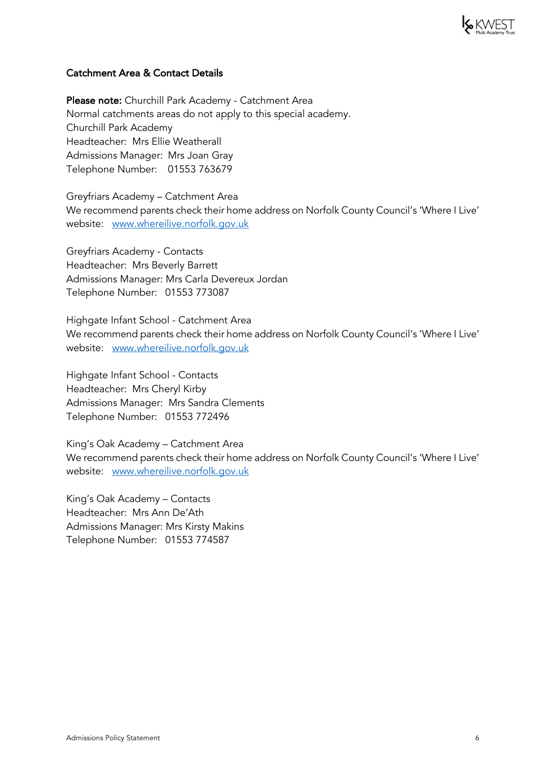## Catchment Area & Contact Details

**Please note:** Churchill Park Academy - Catchment Area
Normal catchments areas do not apply to this special academy.
Churchill Park Academy
Headteacher: Mrs Ellie Weatherall
Admissions Manager: Mrs Joan Gray
Telephone Number: 01553 763679

Greyfriars Academy – Catchment Area
We recommend parents check their home address on Norfolk County Council's 'Where I Live' website: [www.whereilive.norfolk.gov.uk](http://www.whereilive.norfolk.gov.uk)

Greyfriars Academy - Contacts
Headteacher: Mrs Beverly Barrett
Admissions Manager: Mrs Carla Devereux Jordan
Telephone Number: 01553 773087

Highgate Infant School - Catchment Area
We recommend parents check their home address on Norfolk County Council's 'Where I Live' website: [www.whereilive.norfolk.gov.uk](http://www.whereilive.norfolk.gov.uk)

Highgate Infant School - Contacts
Headteacher: Mrs Cheryl Kirby
Admissions Manager: Mrs Sandra Clements
Telephone Number: 01553 772496

King's Oak Academy – Catchment Area
We recommend parents check their home address on Norfolk County Council's 'Where I Live' website: [www.whereilive.norfolk.gov.uk](http://www.whereilive.norfolk.gov.uk)

King's Oak Academy – Contacts
Headteacher: Mrs Ann De'Ath
Admissions Manager: Mrs Kirsty Makins
Telephone Number: 01553 774587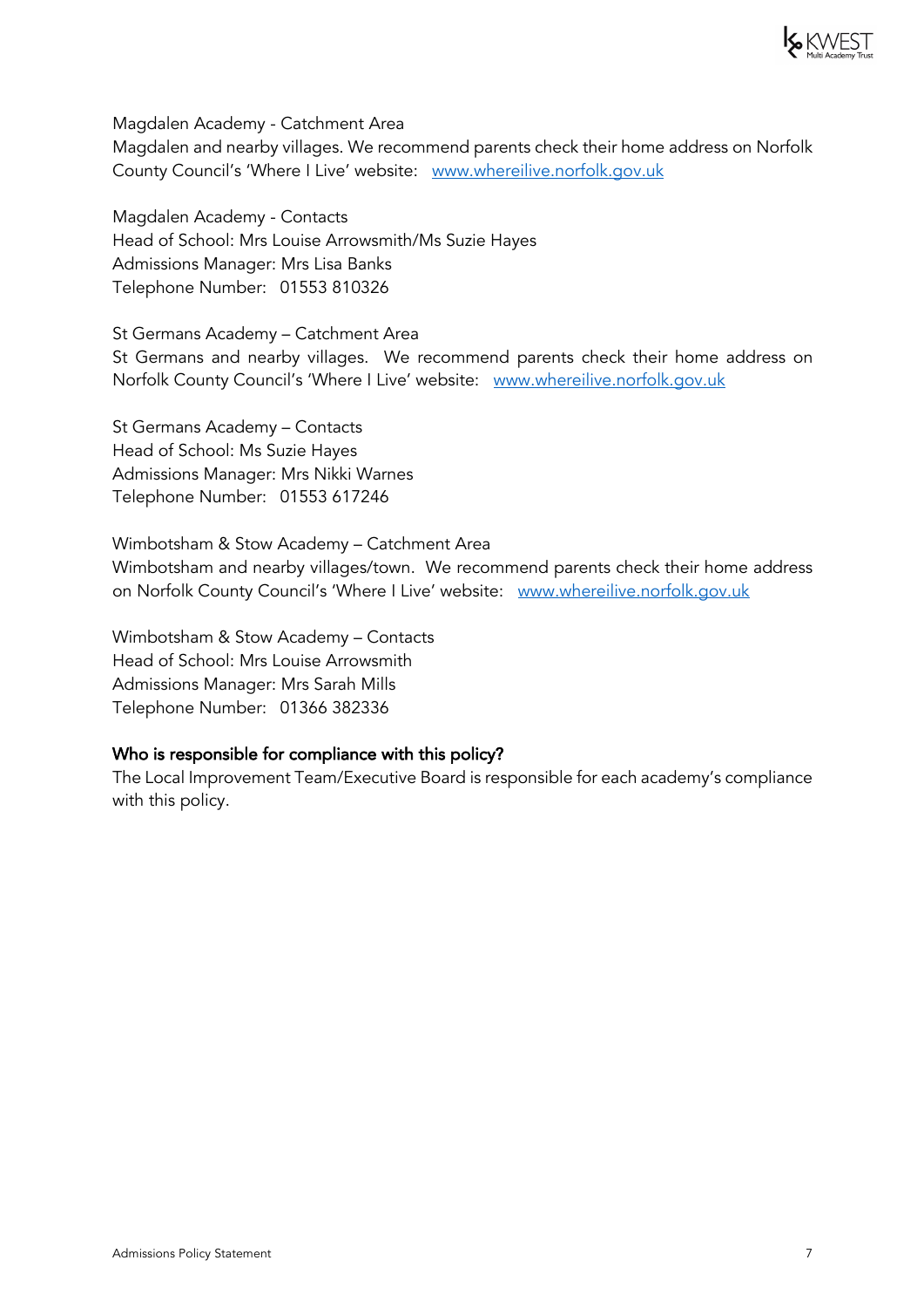Magdalen Academy - Catchment Area
Magdalen and nearby villages. We recommend parents check their home address on Norfolk County Council's 'Where I Live' website: [www.whereilive.norfolk.gov.uk](http://www.whereilive.norfolk.gov.uk)

Magdalen Academy - Contacts
Head of School: Mrs Louise Arrowsmith/Ms Suzie Hayes
Admissions Manager: Mrs Lisa Banks
Telephone Number: 01553 810326

St Germans Academy – Catchment Area
St Germans and nearby villages. We recommend parents check their home address on Norfolk County Council's 'Where I Live' website: [www.whereilive.norfolk.gov.uk](http://www.whereilive.norfolk.gov.uk)

St Germans Academy – Contacts
Head of School: Ms Suzie Hayes
Admissions Manager: Mrs Nikki Warnes
Telephone Number: 01553 617246

Wimbotsham & Stow Academy – Catchment Area
Wimbotsham and nearby villages/town. We recommend parents check their home address on Norfolk County Council's 'Where I Live' website: [www.whereilive.norfolk.gov.uk](http://www.whereilive.norfolk.gov.uk)

Wimbotsham & Stow Academy – Contacts
Head of School: Mrs Louise Arrowsmith
Admissions Manager: Mrs Sarah Mills
Telephone Number: 01366 382336

### Who is responsible for compliance with this policy?

The Local Improvement Team/Executive Board is responsible for each academy's compliance with this policy.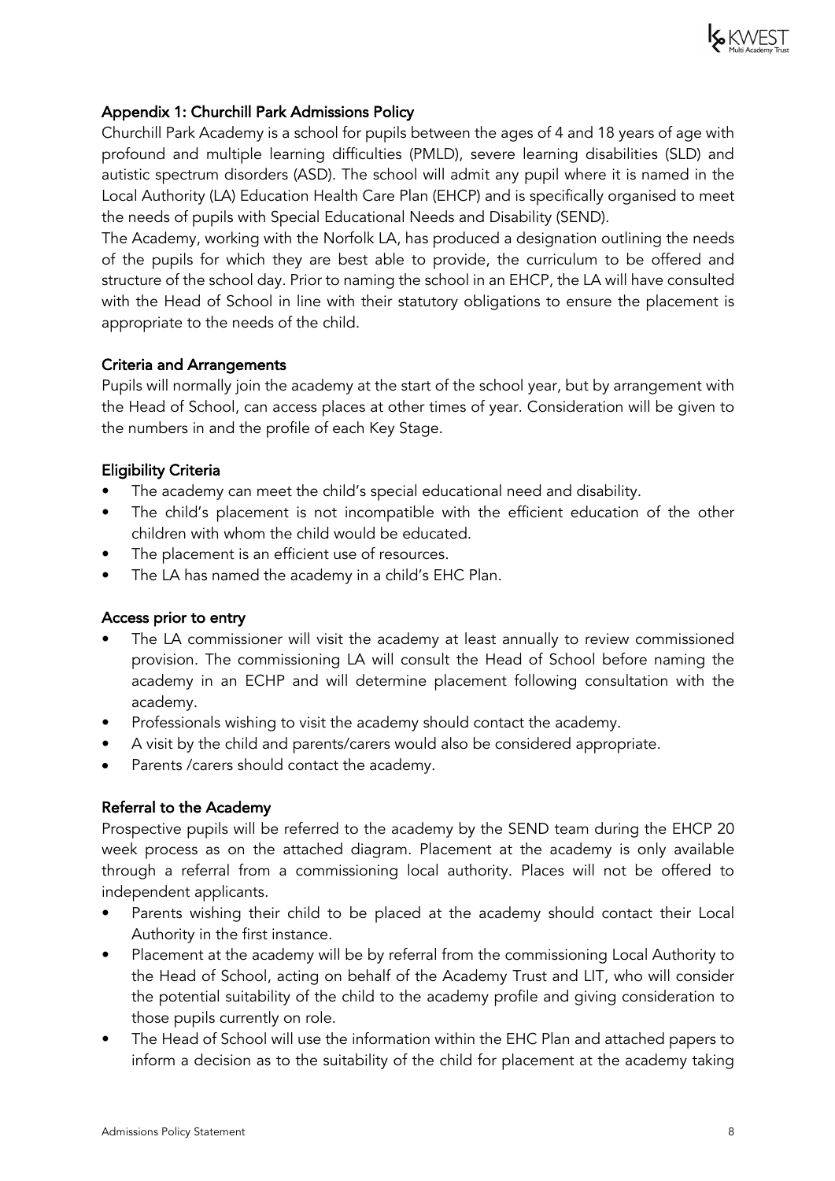## Appendix 1: Churchill Park Admissions Policy

Churchill Park Academy is a school for pupils between the ages of 4 and 18 years of age with profound and multiple learning difficulties (PMLD), severe learning disabilities (SLD) and autistic spectrum disorders (ASD). The school will admit any pupil where it is named in the Local Authority (LA) Education Health Care Plan (EHCP) and is specifically organised to meet the needs of pupils with Special Educational Needs and Disability (SEND).

The Academy, working with the Norfolk LA, has produced a designation outlining the needs of the pupils for which they are best able to provide, the curriculum to be offered and structure of the school day. Prior to naming the school in an EHCP, the LA will have consulted with the Head of School in line with their statutory obligations to ensure the placement is appropriate to the needs of the child.

### Criteria and Arrangements

Pupils will normally join the academy at the start of the school year, but by arrangement with the Head of School, can access places at other times of year. Consideration will be given to the numbers in and the profile of each Key Stage.

### Eligibility Criteria

- The academy can meet the child's special educational need and disability.
- The child's placement is not incompatible with the efficient education of the other children with whom the child would be educated.
- The placement is an efficient use of resources.
- The LA has named the academy in a child's EHC Plan.

### Access prior to entry

- The LA commissioner will visit the academy at least annually to review commissioned provision. The commissioning LA will consult the Head of School before naming the academy in an ECHP and will determine placement following consultation with the academy.
- Professionals wishing to visit the academy should contact the academy.
- A visit by the child and parents/carers would also be considered appropriate.
- Parents /carers should contact the academy.

### Referral to the Academy

Prospective pupils will be referred to the academy by the SEND team during the EHCP 20 week process as on the attached diagram. Placement at the academy is only available through a referral from a commissioning local authority. Places will not be offered to independent applicants.

- Parents wishing their child to be placed at the academy should contact their Local Authority in the first instance.
- Placement at the academy will be by referral from the commissioning Local Authority to the Head of School, acting on behalf of the Academy Trust and LIT, who will consider the potential suitability of the child to the academy profile and giving consideration to those pupils currently on role.
- The Head of School will use the information within the EHC Plan and attached papers to inform a decision as to the suitability of the child for placement at the academy taking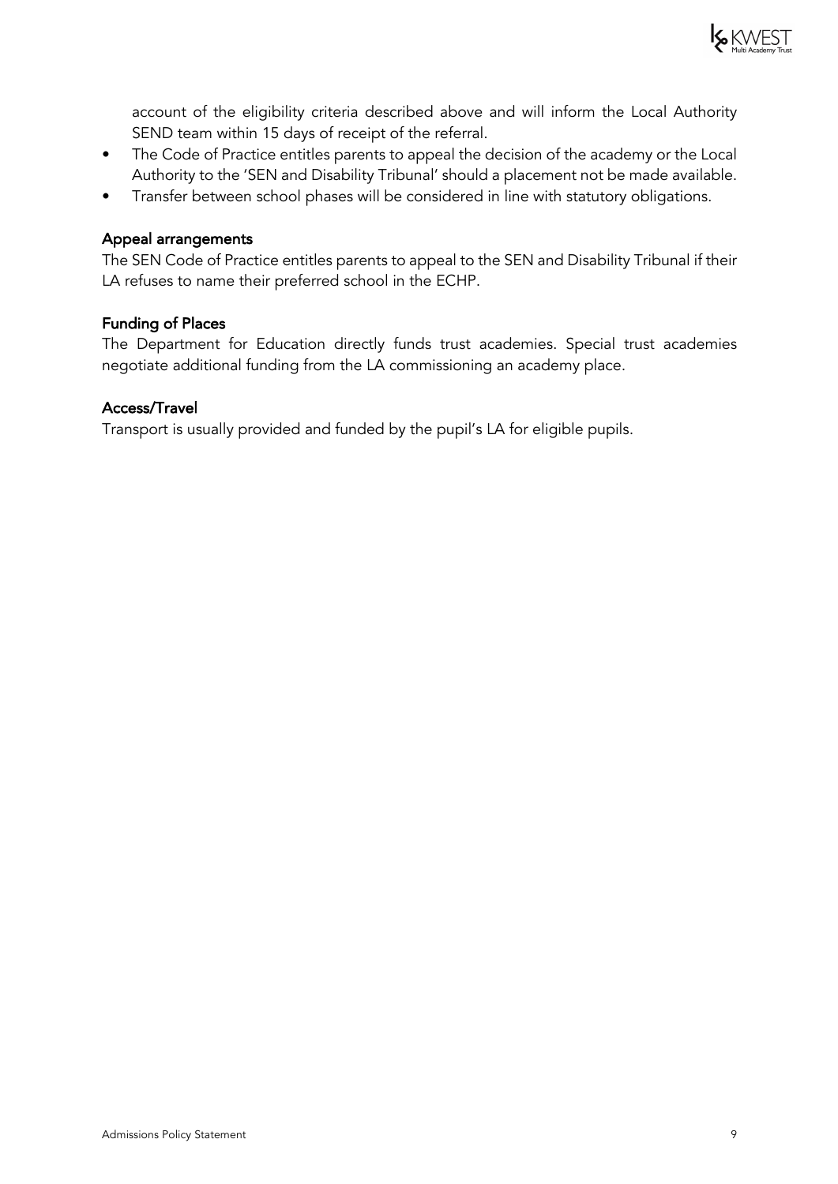account of the eligibility criteria described above and will inform the Local Authority SEND team within 15 days of receipt of the referral.

- The Code of Practice entitles parents to appeal the decision of the academy or the Local Authority to the 'SEN and Disability Tribunal' should a placement not be made available.
- Transfer between school phases will be considered in line with statutory obligations.

### Appeal arrangements

The SEN Code of Practice entitles parents to appeal to the SEN and Disability Tribunal if their LA refuses to name their preferred school in the ECHP.

### Funding of Places

The Department for Education directly funds trust academies. Special trust academies negotiate additional funding from the LA commissioning an academy place.

### Access/Travel

Transport is usually provided and funded by the pupil's LA for eligible pupils.